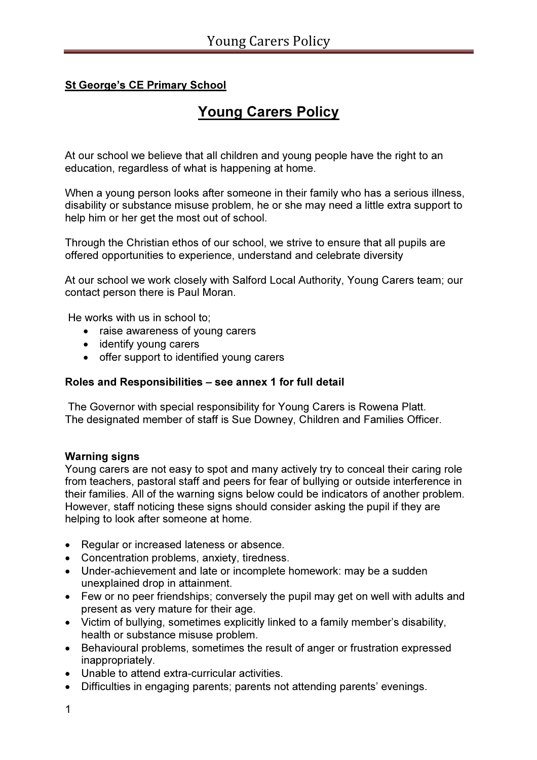**St George's CE Primary School**

# Young Carers Policy

At our school we believe that all children and young people have the right to an education, regardless of what is happening at home.

When a young person looks after someone in their family who has a serious illness, disability or substance misuse problem, he or she may need a little extra support to help him or her get the most out of school.

Through the Christian ethos of our school, we strive to ensure that all pupils are offered opportunities to experience, understand and celebrate diversity

At our school we work closely with Salford Local Authority, Young Carers team; our contact person there is Paul Moran.

He works with us in school to;

- raise awareness of young carers
- identify young carers
- offer support to identified young carers

**Roles and Responsibilities – see annex 1 for full detail**

The Governor with special responsibility for Young Carers is Rowena Platt.
The designated member of staff is Sue Downey, Children and Families Officer.

**Warning signs**

Young carers are not easy to spot and many actively try to conceal their caring role from teachers, pastoral staff and peers for fear of bullying or outside interference in their families. All of the warning signs below could be indicators of another problem. However, staff noticing these signs should consider asking the pupil if they are helping to look after someone at home.

- Regular or increased lateness or absence.
- Concentration problems, anxiety, tiredness.
- Under-achievement and late or incomplete homework: may be a sudden unexplained drop in attainment.
- Few or no peer friendships; conversely the pupil may get on well with adults and present as very mature for their age.
- Victim of bullying, sometimes explicitly linked to a family member's disability, health or substance misuse problem.
- Behavioural problems, sometimes the result of anger or frustration expressed inappropriately.
- Unable to attend extra-curricular activities.
- Difficulties in engaging parents; parents not attending parents' evenings.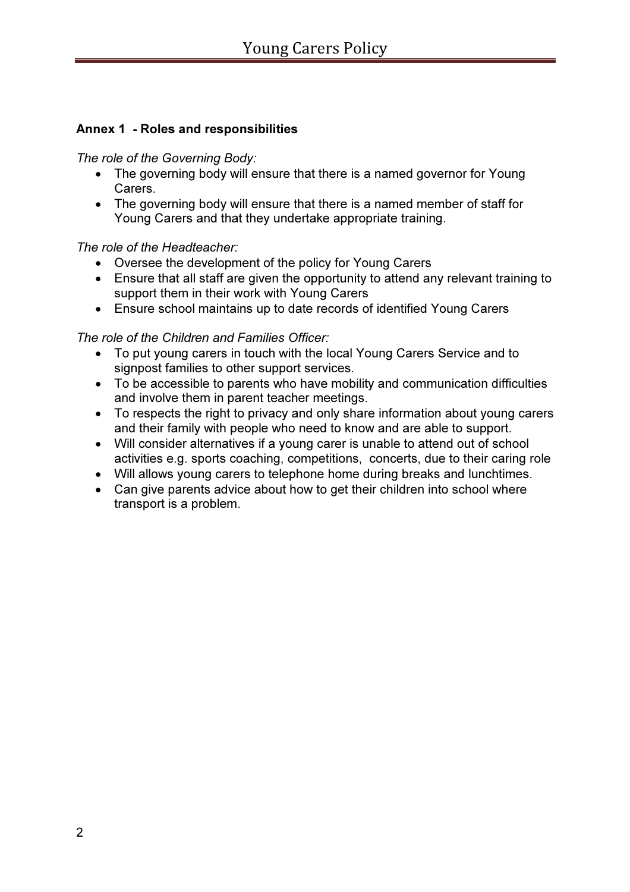**Annex 1 - Roles and responsibilities**

*The role of the Governing Body:*

- The governing body will ensure that there is a named governor for Young Carers.
- The governing body will ensure that there is a named member of staff for Young Carers and that they undertake appropriate training.

*The role of the Headteacher:*

- Oversee the development of the policy for Young Carers
- Ensure that all staff are given the opportunity to attend any relevant training to support them in their work with Young Carers
- Ensure school maintains up to date records of identified Young Carers

*The role of the Children and Families Officer:*

- To put young carers in touch with the local Young Carers Service and to signpost families to other support services.
- To be accessible to parents who have mobility and communication difficulties and involve them in parent teacher meetings.
- To respects the right to privacy and only share information about young carers and their family with people who need to know and are able to support.
- Will consider alternatives if a young carer is unable to attend out of school activities e.g. sports coaching, competitions, concerts, due to their caring role
- Will allows young carers to telephone home during breaks and lunchtimes.
- Can give parents advice about how to get their children into school where transport is a problem.